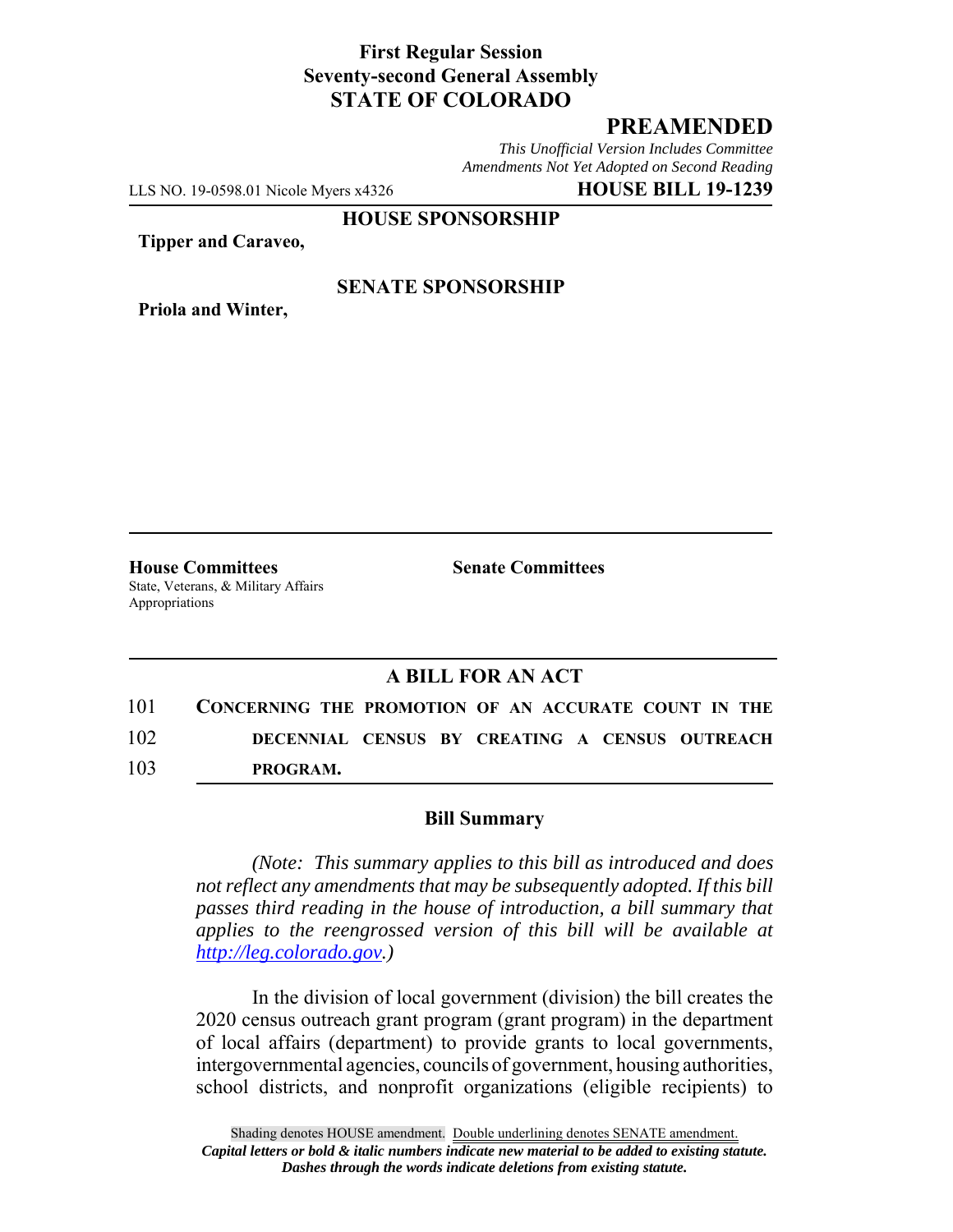**First Regular Session**
**Seventy-second General Assembly**
**STATE OF COLORADO**

# PREAMENDED

*This Unofficial Version Includes Committee Amendments Not Yet Adopted on Second Reading*

LLS NO. 19-0598.01 Nicole Myers x4326 **HOUSE BILL 19-1239**

**HOUSE SPONSORSHIP**

**Tipper and Caraveo,**

**SENATE SPONSORSHIP**

**Priola and Winter,**

**House Committees**
State, Veterans, & Military Affairs
Appropriations

**Senate Committees**

## A BILL FOR AN ACT

101 **CONCERNING THE PROMOTION OF AN ACCURATE COUNT IN THE**
102 **DECENNIAL CENSUS BY CREATING A CENSUS OUTREACH**
103 **PROGRAM.**

### Bill Summary

*(Note: This summary applies to this bill as introduced and does not reflect any amendments that may be subsequently adopted. If this bill passes third reading in the house of introduction, a bill summary that applies to the reengrossed version of this bill will be available at http://leg.colorado.gov.)*

In the division of local government (division) the bill creates the 2020 census outreach grant program (grant program) in the department of local affairs (department) to provide grants to local governments, intergovernmental agencies, councils of government, housing authorities, school districts, and nonprofit organizations (eligible recipients) to

Shading denotes HOUSE amendment. Double underlining denotes SENATE amendment.
*Capital letters or bold & italic numbers indicate new material to be added to existing statute.*
*Dashes through the words indicate deletions from existing statute.*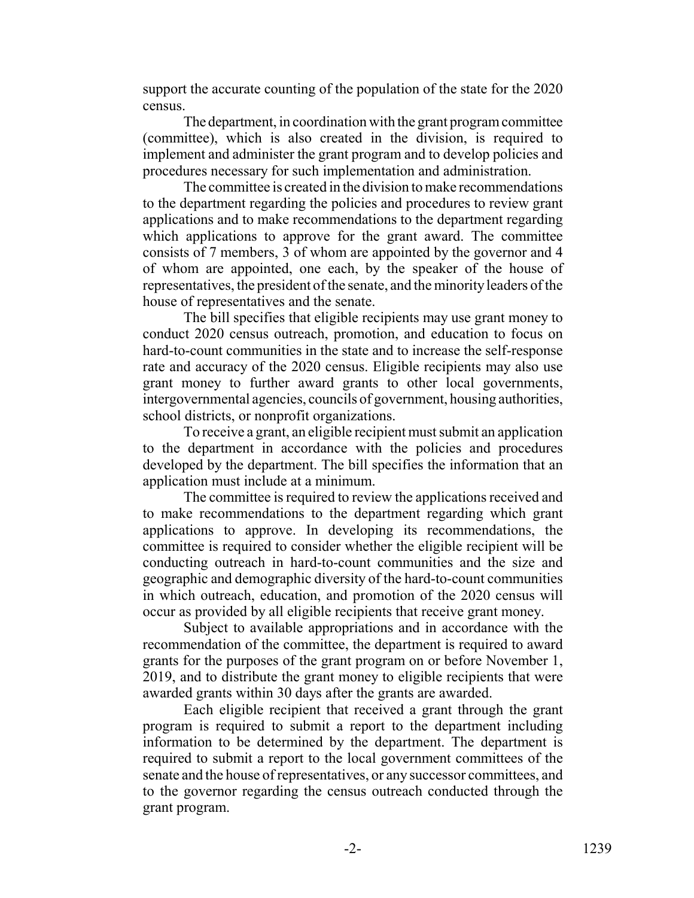support the accurate counting of the population of the state for the 2020 census.

The department, in coordination with the grant program committee (committee), which is also created in the division, is required to implement and administer the grant program and to develop policies and procedures necessary for such implementation and administration.

The committee is created in the division to make recommendations to the department regarding the policies and procedures to review grant applications and to make recommendations to the department regarding which applications to approve for the grant award. The committee consists of 7 members, 3 of whom are appointed by the governor and 4 of whom are appointed, one each, by the speaker of the house of representatives, the president of the senate, and the minority leaders of the house of representatives and the senate.

The bill specifies that eligible recipients may use grant money to conduct 2020 census outreach, promotion, and education to focus on hard-to-count communities in the state and to increase the self-response rate and accuracy of the 2020 census. Eligible recipients may also use grant money to further award grants to other local governments, intergovernmental agencies, councils of government, housing authorities, school districts, or nonprofit organizations.

To receive a grant, an eligible recipient must submit an application to the department in accordance with the policies and procedures developed by the department. The bill specifies the information that an application must include at a minimum.

The committee is required to review the applications received and to make recommendations to the department regarding which grant applications to approve. In developing its recommendations, the committee is required to consider whether the eligible recipient will be conducting outreach in hard-to-count communities and the size and geographic and demographic diversity of the hard-to-count communities in which outreach, education, and promotion of the 2020 census will occur as provided by all eligible recipients that receive grant money.

Subject to available appropriations and in accordance with the recommendation of the committee, the department is required to award grants for the purposes of the grant program on or before November 1, 2019, and to distribute the grant money to eligible recipients that were awarded grants within 30 days after the grants are awarded.

Each eligible recipient that received a grant through the grant program is required to submit a report to the department including information to be determined by the department. The department is required to submit a report to the local government committees of the senate and the house of representatives, or any successor committees, and to the governor regarding the census outreach conducted through the grant program.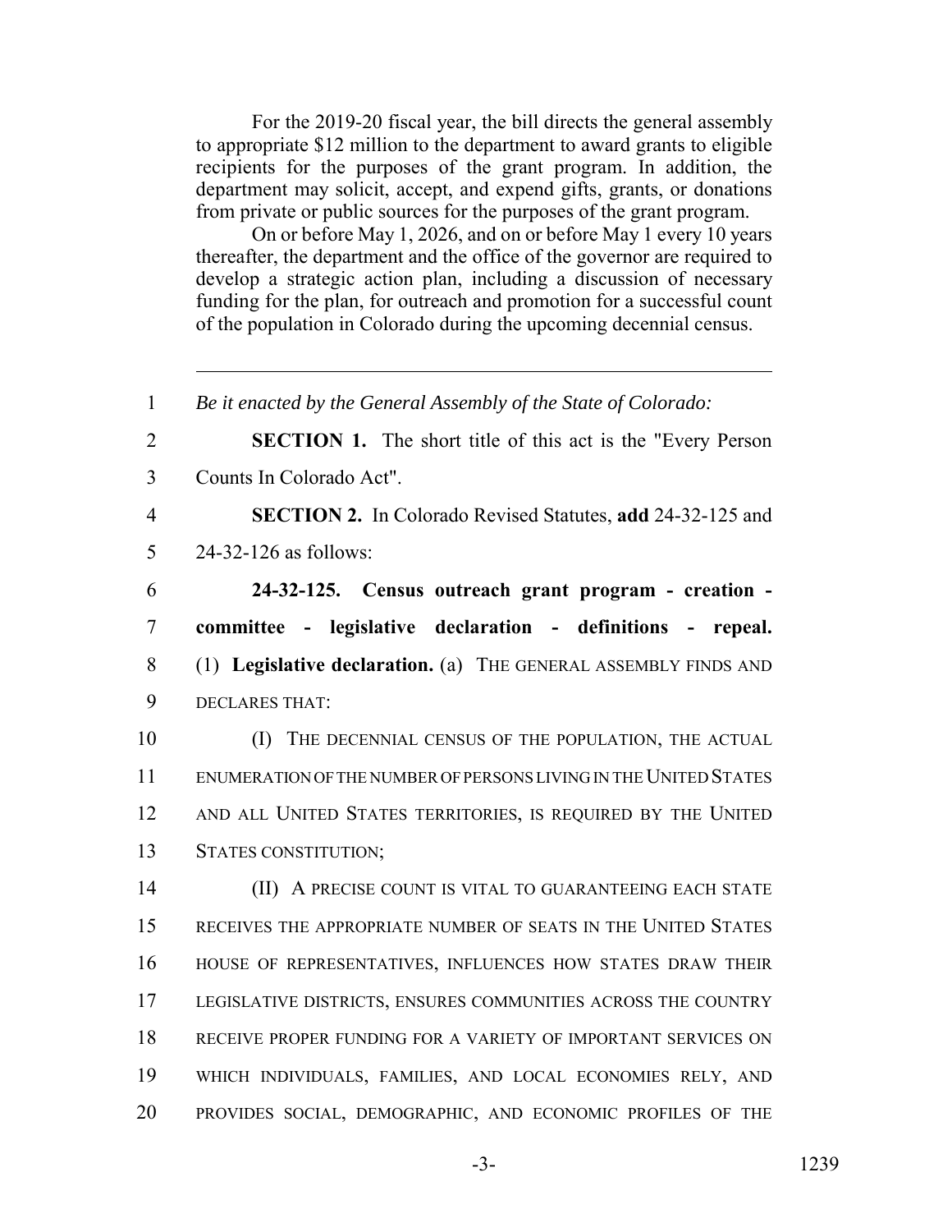For the 2019-20 fiscal year, the bill directs the general assembly to appropriate $12 million to the department to award grants to eligible recipients for the purposes of the grant program. In addition, the department may solicit, accept, and expend gifts, grants, or donations from private or public sources for the purposes of the grant program.

On or before May 1, 2026, and on or before May 1 every 10 years thereafter, the department and the office of the governor are required to develop a strategic action plan, including a discussion of necessary funding for the plan, for outreach and promotion for a successful count of the population in Colorado during the upcoming decennial census.

---

1 *Be it enacted by the General Assembly of the State of Colorado:*

2 **SECTION 1.** The short title of this act is the "Every Person
3 Counts In Colorado Act".

4 **SECTION 2.** In Colorado Revised Statutes, **add** 24-32-125 and
5 24-32-126 as follows:

6 **24-32-125. Census outreach grant program - creation -**
7 **committee - legislative declaration - definitions - repeal.**
8 (1) **Legislative declaration.** (a) THE GENERAL ASSEMBLY FINDS AND
9 DECLARES THAT:

10 (I) THE DECENNIAL CENSUS OF THE POPULATION, THE ACTUAL
11 ENUMERATION OF THE NUMBER OF PERSONS LIVING IN THE UNITED STATES
12 AND ALL UNITED STATES TERRITORIES, IS REQUIRED BY THE UNITED
13 STATES CONSTITUTION;

14 (II) A PRECISE COUNT IS VITAL TO GUARANTEEING EACH STATE
15 RECEIVES THE APPROPRIATE NUMBER OF SEATS IN THE UNITED STATES
16 HOUSE OF REPRESENTATIVES, INFLUENCES HOW STATES DRAW THEIR
17 LEGISLATIVE DISTRICTS, ENSURES COMMUNITIES ACROSS THE COUNTRY
18 RECEIVE PROPER FUNDING FOR A VARIETY OF IMPORTANT SERVICES ON
19 WHICH INDIVIDUALS, FAMILIES, AND LOCAL ECONOMIES RELY, AND
20 PROVIDES SOCIAL, DEMOGRAPHIC, AND ECONOMIC PROFILES OF THE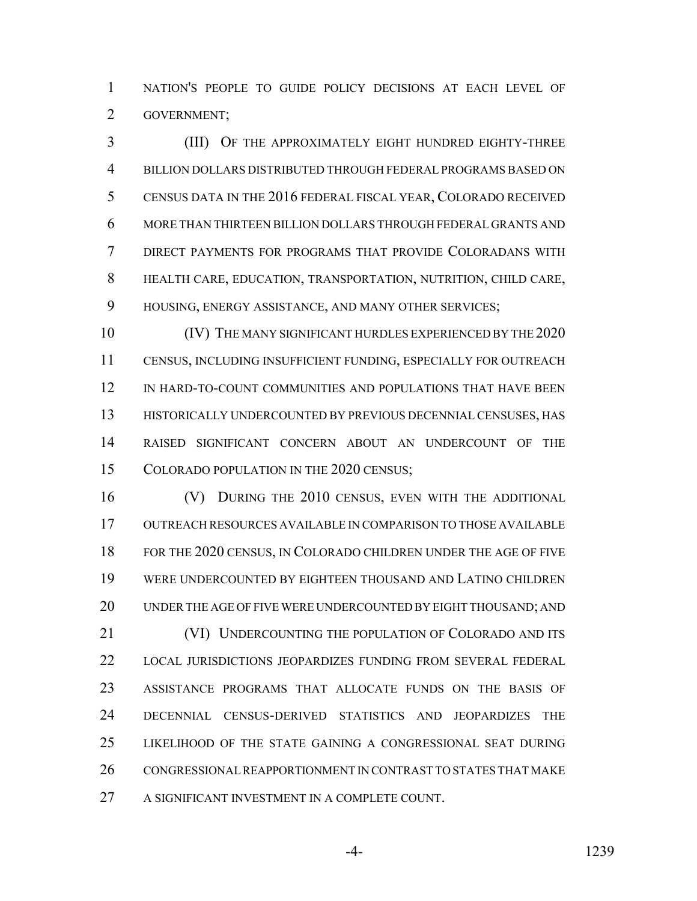NATION'S PEOPLE TO GUIDE POLICY DECISIONS AT EACH LEVEL OF GOVERNMENT;

(III) OF THE APPROXIMATELY EIGHT HUNDRED EIGHTY-THREE BILLION DOLLARS DISTRIBUTED THROUGH FEDERAL PROGRAMS BASED ON CENSUS DATA IN THE 2016 FEDERAL FISCAL YEAR, COLORADO RECEIVED MORE THAN THIRTEEN BILLION DOLLARS THROUGH FEDERAL GRANTS AND DIRECT PAYMENTS FOR PROGRAMS THAT PROVIDE COLORADANS WITH HEALTH CARE, EDUCATION, TRANSPORTATION, NUTRITION, CHILD CARE, HOUSING, ENERGY ASSISTANCE, AND MANY OTHER SERVICES;

(IV) THE MANY SIGNIFICANT HURDLES EXPERIENCED BY THE 2020 CENSUS, INCLUDING INSUFFICIENT FUNDING, ESPECIALLY FOR OUTREACH IN HARD-TO-COUNT COMMUNITIES AND POPULATIONS THAT HAVE BEEN HISTORICALLY UNDERCOUNTED BY PREVIOUS DECENNIAL CENSUSES, HAS RAISED SIGNIFICANT CONCERN ABOUT AN UNDERCOUNT OF THE COLORADO POPULATION IN THE 2020 CENSUS;

(V) DURING THE 2010 CENSUS, EVEN WITH THE ADDITIONAL OUTREACH RESOURCES AVAILABLE IN COMPARISON TO THOSE AVAILABLE FOR THE 2020 CENSUS, IN COLORADO CHILDREN UNDER THE AGE OF FIVE WERE UNDERCOUNTED BY EIGHTEEN THOUSAND AND LATINO CHILDREN UNDER THE AGE OF FIVE WERE UNDERCOUNTED BY EIGHT THOUSAND; AND

(VI) UNDERCOUNTING THE POPULATION OF COLORADO AND ITS LOCAL JURISDICTIONS JEOPARDIZES FUNDING FROM SEVERAL FEDERAL ASSISTANCE PROGRAMS THAT ALLOCATE FUNDS ON THE BASIS OF DECENNIAL CENSUS-DERIVED STATISTICS AND JEOPARDIZES THE LIKELIHOOD OF THE STATE GAINING A CONGRESSIONAL SEAT DURING CONGRESSIONAL REAPPORTIONMENT IN CONTRAST TO STATES THAT MAKE A SIGNIFICANT INVESTMENT IN A COMPLETE COUNT.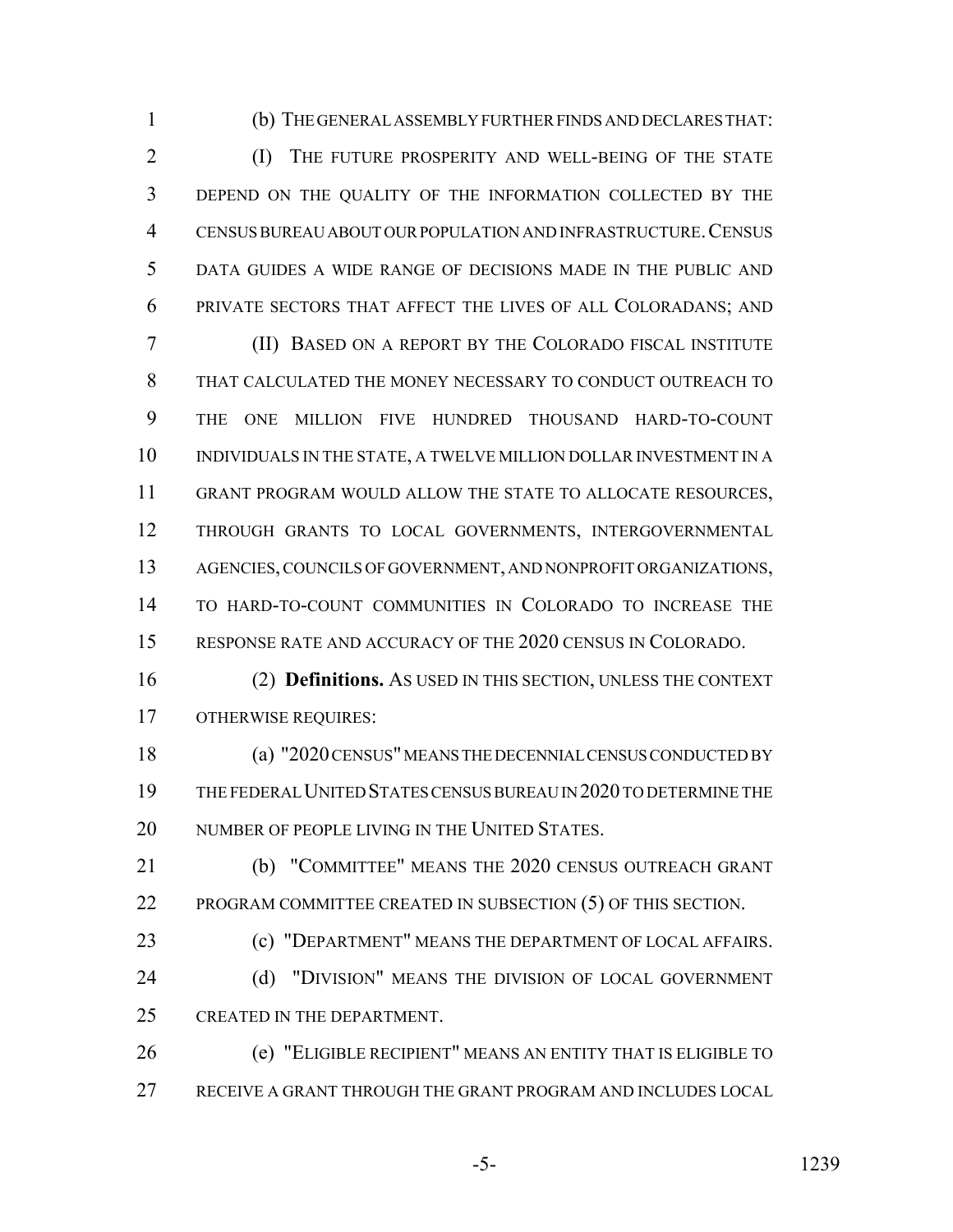(b) THE GENERAL ASSEMBLY FURTHER FINDS AND DECLARES THAT:

(I) THE FUTURE PROSPERITY AND WELL-BEING OF THE STATE DEPEND ON THE QUALITY OF THE INFORMATION COLLECTED BY THE CENSUS BUREAU ABOUT OUR POPULATION AND INFRASTRUCTURE. CENSUS DATA GUIDES A WIDE RANGE OF DECISIONS MADE IN THE PUBLIC AND PRIVATE SECTORS THAT AFFECT THE LIVES OF ALL COLORADANS; AND

(II) BASED ON A REPORT BY THE COLORADO FISCAL INSTITUTE THAT CALCULATED THE MONEY NECESSARY TO CONDUCT OUTREACH TO THE ONE MILLION FIVE HUNDRED THOUSAND HARD-TO-COUNT INDIVIDUALS IN THE STATE, A TWELVE MILLION DOLLAR INVESTMENT IN A GRANT PROGRAM WOULD ALLOW THE STATE TO ALLOCATE RESOURCES, THROUGH GRANTS TO LOCAL GOVERNMENTS, INTERGOVERNMENTAL AGENCIES, COUNCILS OF GOVERNMENT, AND NONPROFIT ORGANIZATIONS, TO HARD-TO-COUNT COMMUNITIES IN COLORADO TO INCREASE THE RESPONSE RATE AND ACCURACY OF THE 2020 CENSUS IN COLORADO.

(2) **Definitions.** AS USED IN THIS SECTION, UNLESS THE CONTEXT OTHERWISE REQUIRES:

(a) "2020 CENSUS" MEANS THE DECENNIAL CENSUS CONDUCTED BY THE FEDERAL UNITED STATES CENSUS BUREAU IN 2020 TO DETERMINE THE NUMBER OF PEOPLE LIVING IN THE UNITED STATES.

(b) "COMMITTEE" MEANS THE 2020 CENSUS OUTREACH GRANT PROGRAM COMMITTEE CREATED IN SUBSECTION (5) OF THIS SECTION.

(c) "DEPARTMENT" MEANS THE DEPARTMENT OF LOCAL AFFAIRS.

(d) "DIVISION" MEANS THE DIVISION OF LOCAL GOVERNMENT CREATED IN THE DEPARTMENT.

(e) "ELIGIBLE RECIPIENT" MEANS AN ENTITY THAT IS ELIGIBLE TO RECEIVE A GRANT THROUGH THE GRANT PROGRAM AND INCLUDES LOCAL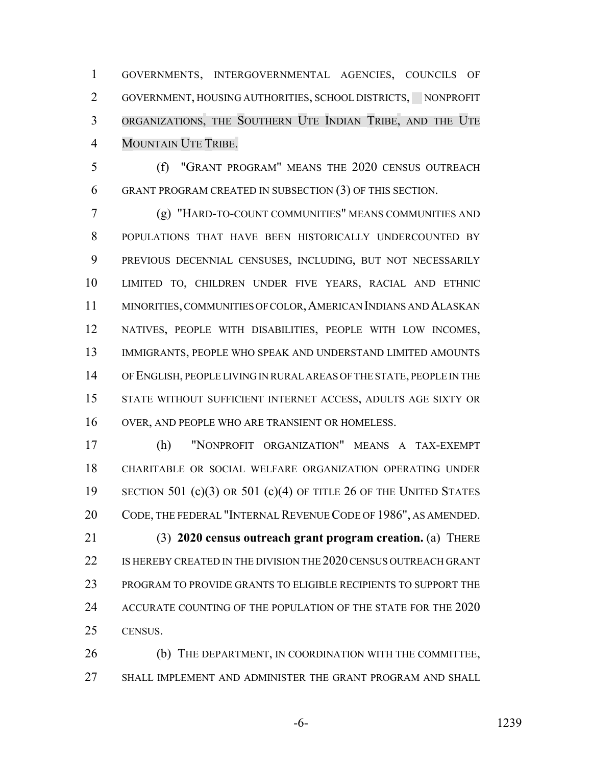GOVERNMENTS, INTERGOVERNMENTAL AGENCIES, COUNCILS OF GOVERNMENT, HOUSING AUTHORITIES, SCHOOL DISTRICTS, NONPROFIT ORGANIZATIONS, THE SOUTHERN UTE INDIAN TRIBE, AND THE UTE MOUNTAIN UTE TRIBE.

(f) "GRANT PROGRAM" MEANS THE 2020 CENSUS OUTREACH GRANT PROGRAM CREATED IN SUBSECTION (3) OF THIS SECTION.

(g) "HARD-TO-COUNT COMMUNITIES" MEANS COMMUNITIES AND POPULATIONS THAT HAVE BEEN HISTORICALLY UNDERCOUNTED BY PREVIOUS DECENNIAL CENSUSES, INCLUDING, BUT NOT NECESSARILY LIMITED TO, CHILDREN UNDER FIVE YEARS, RACIAL AND ETHNIC MINORITIES, COMMUNITIES OF COLOR, AMERICAN INDIANS AND ALASKAN NATIVES, PEOPLE WITH DISABILITIES, PEOPLE WITH LOW INCOMES, IMMIGRANTS, PEOPLE WHO SPEAK AND UNDERSTAND LIMITED AMOUNTS OF ENGLISH, PEOPLE LIVING IN RURAL AREAS OF THE STATE, PEOPLE IN THE STATE WITHOUT SUFFICIENT INTERNET ACCESS, ADULTS AGE SIXTY OR OVER, AND PEOPLE WHO ARE TRANSIENT OR HOMELESS.

(h) "NONPROFIT ORGANIZATION" MEANS A TAX-EXEMPT CHARITABLE OR SOCIAL WELFARE ORGANIZATION OPERATING UNDER SECTION 501 (c)(3) OR 501 (c)(4) OF TITLE 26 OF THE UNITED STATES CODE, THE FEDERAL "INTERNAL REVENUE CODE OF 1986", AS AMENDED.

(3) **2020 census outreach grant program creation.** (a) THERE IS HEREBY CREATED IN THE DIVISION THE 2020 CENSUS OUTREACH GRANT PROGRAM TO PROVIDE GRANTS TO ELIGIBLE RECIPIENTS TO SUPPORT THE ACCURATE COUNTING OF THE POPULATION OF THE STATE FOR THE 2020 CENSUS.

(b) THE DEPARTMENT, IN COORDINATION WITH THE COMMITTEE, SHALL IMPLEMENT AND ADMINISTER THE GRANT PROGRAM AND SHALL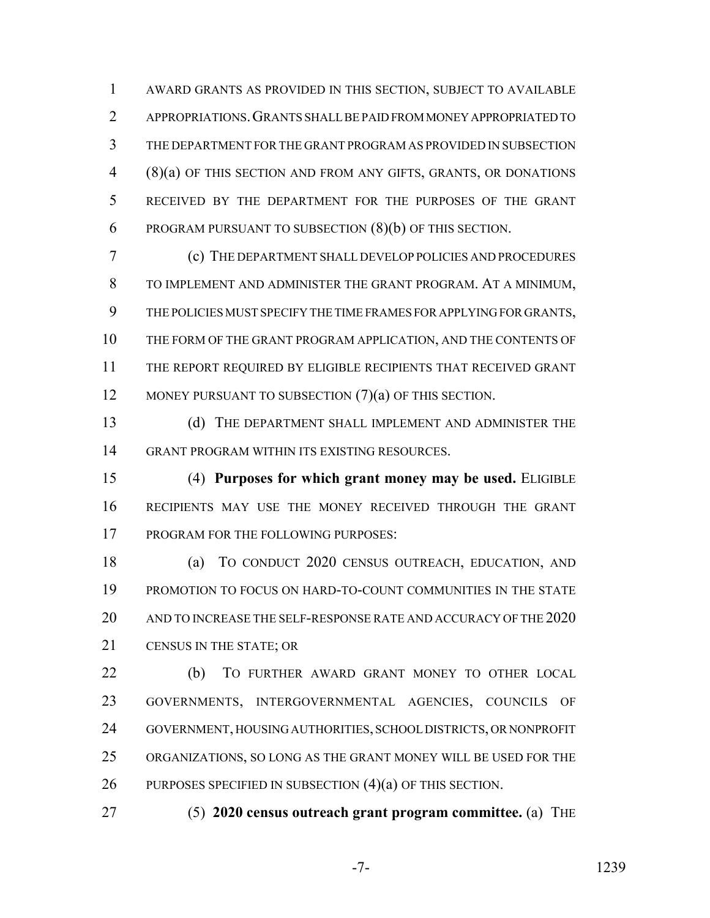AWARD GRANTS AS PROVIDED IN THIS SECTION, SUBJECT TO AVAILABLE APPROPRIATIONS. GRANTS SHALL BE PAID FROM MONEY APPROPRIATED TO THE DEPARTMENT FOR THE GRANT PROGRAM AS PROVIDED IN SUBSECTION (8)(a) OF THIS SECTION AND FROM ANY GIFTS, GRANTS, OR DONATIONS RECEIVED BY THE DEPARTMENT FOR THE PURPOSES OF THE GRANT PROGRAM PURSUANT TO SUBSECTION (8)(b) OF THIS SECTION.

(c) THE DEPARTMENT SHALL DEVELOP POLICIES AND PROCEDURES TO IMPLEMENT AND ADMINISTER THE GRANT PROGRAM. AT A MINIMUM, THE POLICIES MUST SPECIFY THE TIME FRAMES FOR APPLYING FOR GRANTS, THE FORM OF THE GRANT PROGRAM APPLICATION, AND THE CONTENTS OF THE REPORT REQUIRED BY ELIGIBLE RECIPIENTS THAT RECEIVED GRANT MONEY PURSUANT TO SUBSECTION (7)(a) OF THIS SECTION.

(d) THE DEPARTMENT SHALL IMPLEMENT AND ADMINISTER THE GRANT PROGRAM WITHIN ITS EXISTING RESOURCES.

(4) **Purposes for which grant money may be used.** ELIGIBLE RECIPIENTS MAY USE THE MONEY RECEIVED THROUGH THE GRANT PROGRAM FOR THE FOLLOWING PURPOSES:

(a) TO CONDUCT 2020 CENSUS OUTREACH, EDUCATION, AND PROMOTION TO FOCUS ON HARD-TO-COUNT COMMUNITIES IN THE STATE AND TO INCREASE THE SELF-RESPONSE RATE AND ACCURACY OF THE 2020 CENSUS IN THE STATE; OR

(b) TO FURTHER AWARD GRANT MONEY TO OTHER LOCAL GOVERNMENTS, INTERGOVERNMENTAL AGENCIES, COUNCILS OF GOVERNMENT, HOUSING AUTHORITIES, SCHOOL DISTRICTS, OR NONPROFIT ORGANIZATIONS, SO LONG AS THE GRANT MONEY WILL BE USED FOR THE PURPOSES SPECIFIED IN SUBSECTION (4)(a) OF THIS SECTION.

(5) **2020 census outreach grant program committee.** (a) THE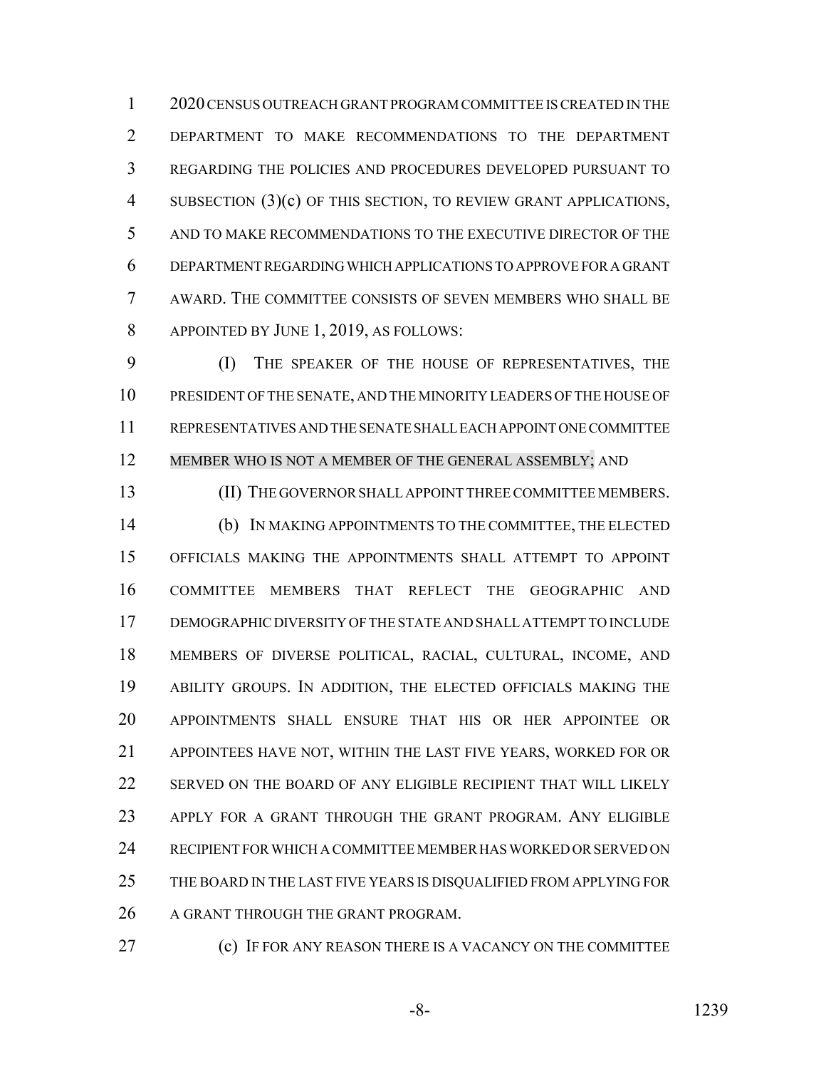2020 CENSUS OUTREACH GRANT PROGRAM COMMITTEE IS CREATED IN THE DEPARTMENT TO MAKE RECOMMENDATIONS TO THE DEPARTMENT REGARDING THE POLICIES AND PROCEDURES DEVELOPED PURSUANT TO SUBSECTION (3)(c) OF THIS SECTION, TO REVIEW GRANT APPLICATIONS, AND TO MAKE RECOMMENDATIONS TO THE EXECUTIVE DIRECTOR OF THE DEPARTMENT REGARDING WHICH APPLICATIONS TO APPROVE FOR A GRANT AWARD. THE COMMITTEE CONSISTS OF SEVEN MEMBERS WHO SHALL BE APPOINTED BY JUNE 1, 2019, AS FOLLOWS:

(I) THE SPEAKER OF THE HOUSE OF REPRESENTATIVES, THE PRESIDENT OF THE SENATE, AND THE MINORITY LEADERS OF THE HOUSE OF REPRESENTATIVES AND THE SENATE SHALL EACH APPOINT ONE COMMITTEE MEMBER WHO IS NOT A MEMBER OF THE GENERAL ASSEMBLY; AND

(II) THE GOVERNOR SHALL APPOINT THREE COMMITTEE MEMBERS.

(b) IN MAKING APPOINTMENTS TO THE COMMITTEE, THE ELECTED OFFICIALS MAKING THE APPOINTMENTS SHALL ATTEMPT TO APPOINT COMMITTEE MEMBERS THAT REFLECT THE GEOGRAPHIC AND DEMOGRAPHIC DIVERSITY OF THE STATE AND SHALL ATTEMPT TO INCLUDE MEMBERS OF DIVERSE POLITICAL, RACIAL, CULTURAL, INCOME, AND ABILITY GROUPS. IN ADDITION, THE ELECTED OFFICIALS MAKING THE APPOINTMENTS SHALL ENSURE THAT HIS OR HER APPOINTEE OR APPOINTEES HAVE NOT, WITHIN THE LAST FIVE YEARS, WORKED FOR OR SERVED ON THE BOARD OF ANY ELIGIBLE RECIPIENT THAT WILL LIKELY APPLY FOR A GRANT THROUGH THE GRANT PROGRAM. ANY ELIGIBLE RECIPIENT FOR WHICH A COMMITTEE MEMBER HAS WORKED OR SERVED ON THE BOARD IN THE LAST FIVE YEARS IS DISQUALIFIED FROM APPLYING FOR A GRANT THROUGH THE GRANT PROGRAM.

(c) IF FOR ANY REASON THERE IS A VACANCY ON THE COMMITTEE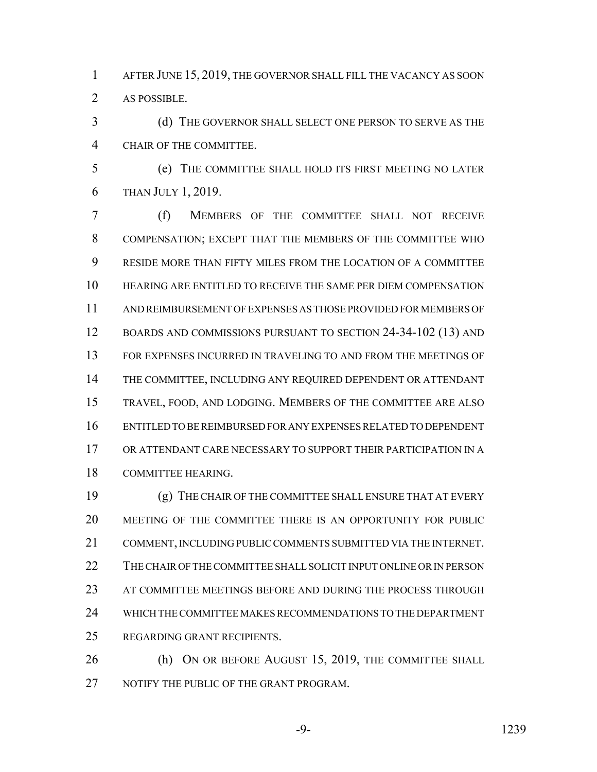AFTER JUNE 15, 2019, THE GOVERNOR SHALL FILL THE VACANCY AS SOON AS POSSIBLE.

(d) THE GOVERNOR SHALL SELECT ONE PERSON TO SERVE AS THE CHAIR OF THE COMMITTEE.

(e) THE COMMITTEE SHALL HOLD ITS FIRST MEETING NO LATER THAN JULY 1, 2019.

(f) MEMBERS OF THE COMMITTEE SHALL NOT RECEIVE COMPENSATION; EXCEPT THAT THE MEMBERS OF THE COMMITTEE WHO RESIDE MORE THAN FIFTY MILES FROM THE LOCATION OF A COMMITTEE HEARING ARE ENTITLED TO RECEIVE THE SAME PER DIEM COMPENSATION AND REIMBURSEMENT OF EXPENSES AS THOSE PROVIDED FOR MEMBERS OF BOARDS AND COMMISSIONS PURSUANT TO SECTION 24-34-102 (13) AND FOR EXPENSES INCURRED IN TRAVELING TO AND FROM THE MEETINGS OF THE COMMITTEE, INCLUDING ANY REQUIRED DEPENDENT OR ATTENDANT TRAVEL, FOOD, AND LODGING. MEMBERS OF THE COMMITTEE ARE ALSO ENTITLED TO BE REIMBURSED FOR ANY EXPENSES RELATED TO DEPENDENT OR ATTENDANT CARE NECESSARY TO SUPPORT THEIR PARTICIPATION IN A COMMITTEE HEARING.

(g) THE CHAIR OF THE COMMITTEE SHALL ENSURE THAT AT EVERY MEETING OF THE COMMITTEE THERE IS AN OPPORTUNITY FOR PUBLIC COMMENT, INCLUDING PUBLIC COMMENTS SUBMITTED VIA THE INTERNET. THE CHAIR OF THE COMMITTEE SHALL SOLICIT INPUT ONLINE OR IN PERSON AT COMMITTEE MEETINGS BEFORE AND DURING THE PROCESS THROUGH WHICH THE COMMITTEE MAKES RECOMMENDATIONS TO THE DEPARTMENT REGARDING GRANT RECIPIENTS.

(h) ON OR BEFORE AUGUST 15, 2019, THE COMMITTEE SHALL NOTIFY THE PUBLIC OF THE GRANT PROGRAM.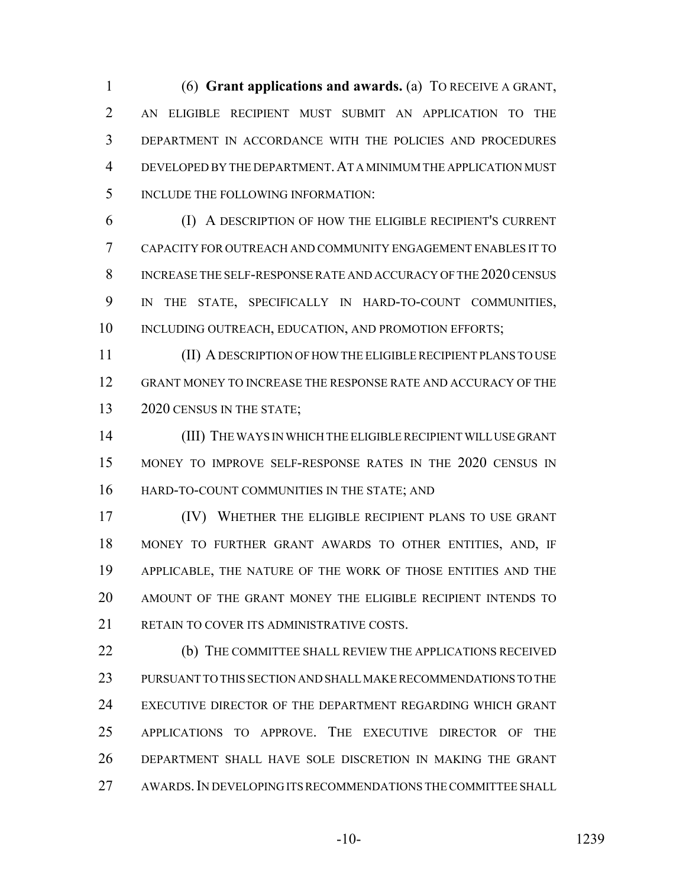(6) **Grant applications and awards.** (a) TO RECEIVE A GRANT, AN ELIGIBLE RECIPIENT MUST SUBMIT AN APPLICATION TO THE DEPARTMENT IN ACCORDANCE WITH THE POLICIES AND PROCEDURES DEVELOPED BY THE DEPARTMENT. AT A MINIMUM THE APPLICATION MUST INCLUDE THE FOLLOWING INFORMATION:

(I) A DESCRIPTION OF HOW THE ELIGIBLE RECIPIENT'S CURRENT CAPACITY FOR OUTREACH AND COMMUNITY ENGAGEMENT ENABLES IT TO INCREASE THE SELF-RESPONSE RATE AND ACCURACY OF THE 2020 CENSUS IN THE STATE, SPECIFICALLY IN HARD-TO-COUNT COMMUNITIES, INCLUDING OUTREACH, EDUCATION, AND PROMOTION EFFORTS;

(II) A DESCRIPTION OF HOW THE ELIGIBLE RECIPIENT PLANS TO USE GRANT MONEY TO INCREASE THE RESPONSE RATE AND ACCURACY OF THE 2020 CENSUS IN THE STATE;

(III) THE WAYS IN WHICH THE ELIGIBLE RECIPIENT WILL USE GRANT MONEY TO IMPROVE SELF-RESPONSE RATES IN THE 2020 CENSUS IN HARD-TO-COUNT COMMUNITIES IN THE STATE; AND

(IV) WHETHER THE ELIGIBLE RECIPIENT PLANS TO USE GRANT MONEY TO FURTHER GRANT AWARDS TO OTHER ENTITIES, AND, IF APPLICABLE, THE NATURE OF THE WORK OF THOSE ENTITIES AND THE AMOUNT OF THE GRANT MONEY THE ELIGIBLE RECIPIENT INTENDS TO RETAIN TO COVER ITS ADMINISTRATIVE COSTS.

(b) THE COMMITTEE SHALL REVIEW THE APPLICATIONS RECEIVED PURSUANT TO THIS SECTION AND SHALL MAKE RECOMMENDATIONS TO THE EXECUTIVE DIRECTOR OF THE DEPARTMENT REGARDING WHICH GRANT APPLICATIONS TO APPROVE. THE EXECUTIVE DIRECTOR OF THE DEPARTMENT SHALL HAVE SOLE DISCRETION IN MAKING THE GRANT AWARDS. IN DEVELOPING ITS RECOMMENDATIONS THE COMMITTEE SHALL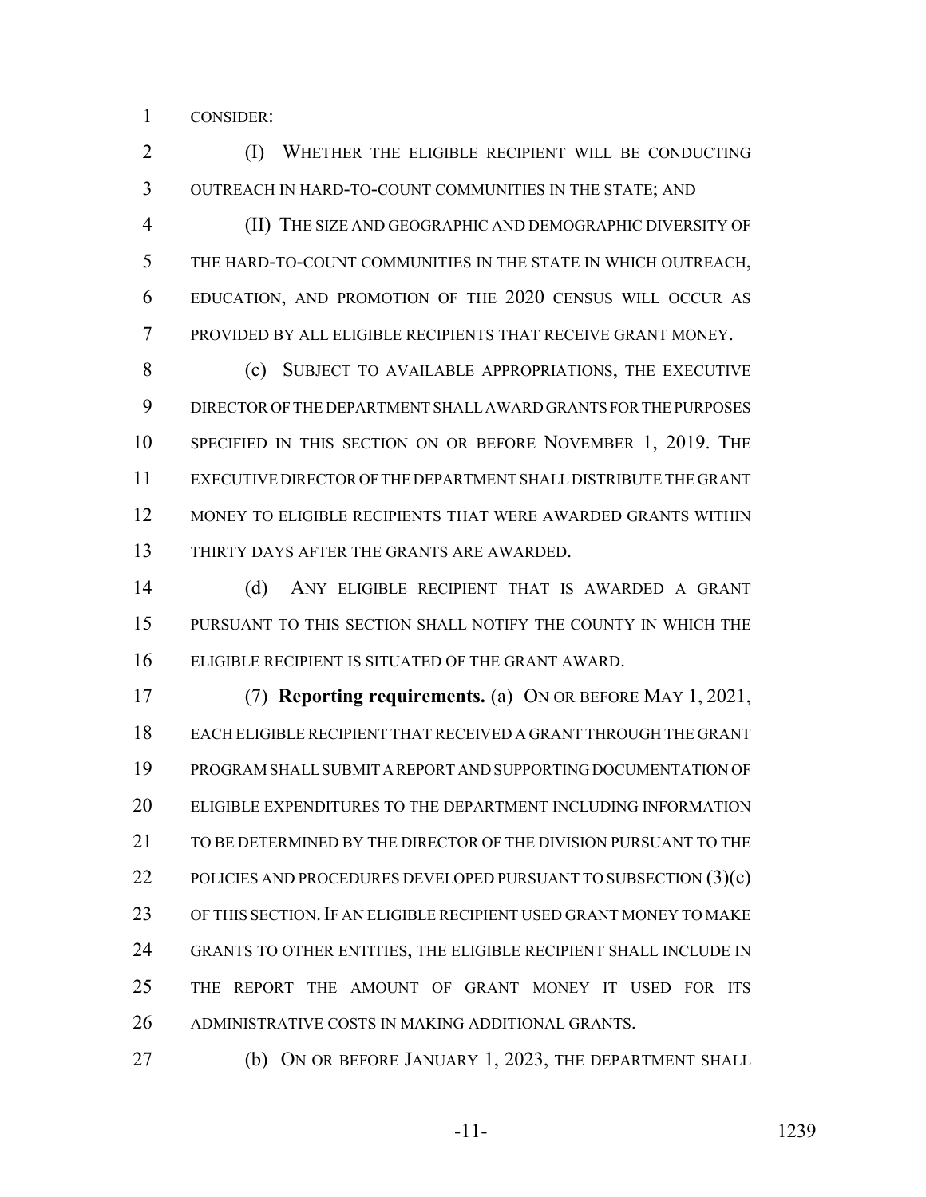CONSIDER:

(I) WHETHER THE ELIGIBLE RECIPIENT WILL BE CONDUCTING OUTREACH IN HARD-TO-COUNT COMMUNITIES IN THE STATE; AND

(II) THE SIZE AND GEOGRAPHIC AND DEMOGRAPHIC DIVERSITY OF THE HARD-TO-COUNT COMMUNITIES IN THE STATE IN WHICH OUTREACH, EDUCATION, AND PROMOTION OF THE 2020 CENSUS WILL OCCUR AS PROVIDED BY ALL ELIGIBLE RECIPIENTS THAT RECEIVE GRANT MONEY.

(c) SUBJECT TO AVAILABLE APPROPRIATIONS, THE EXECUTIVE DIRECTOR OF THE DEPARTMENT SHALL AWARD GRANTS FOR THE PURPOSES SPECIFIED IN THIS SECTION ON OR BEFORE NOVEMBER 1, 2019. THE EXECUTIVE DIRECTOR OF THE DEPARTMENT SHALL DISTRIBUTE THE GRANT MONEY TO ELIGIBLE RECIPIENTS THAT WERE AWARDED GRANTS WITHIN THIRTY DAYS AFTER THE GRANTS ARE AWARDED.

(d) ANY ELIGIBLE RECIPIENT THAT IS AWARDED A GRANT PURSUANT TO THIS SECTION SHALL NOTIFY THE COUNTY IN WHICH THE ELIGIBLE RECIPIENT IS SITUATED OF THE GRANT AWARD.

(7) **Reporting requirements.** (a) ON OR BEFORE MAY 1, 2021, EACH ELIGIBLE RECIPIENT THAT RECEIVED A GRANT THROUGH THE GRANT PROGRAM SHALL SUBMIT A REPORT AND SUPPORTING DOCUMENTATION OF ELIGIBLE EXPENDITURES TO THE DEPARTMENT INCLUDING INFORMATION TO BE DETERMINED BY THE DIRECTOR OF THE DIVISION PURSUANT TO THE POLICIES AND PROCEDURES DEVELOPED PURSUANT TO SUBSECTION (3)(c) OF THIS SECTION. IF AN ELIGIBLE RECIPIENT USED GRANT MONEY TO MAKE GRANTS TO OTHER ENTITIES, THE ELIGIBLE RECIPIENT SHALL INCLUDE IN THE REPORT THE AMOUNT OF GRANT MONEY IT USED FOR ITS ADMINISTRATIVE COSTS IN MAKING ADDITIONAL GRANTS.

(b) ON OR BEFORE JANUARY 1, 2023, THE DEPARTMENT SHALL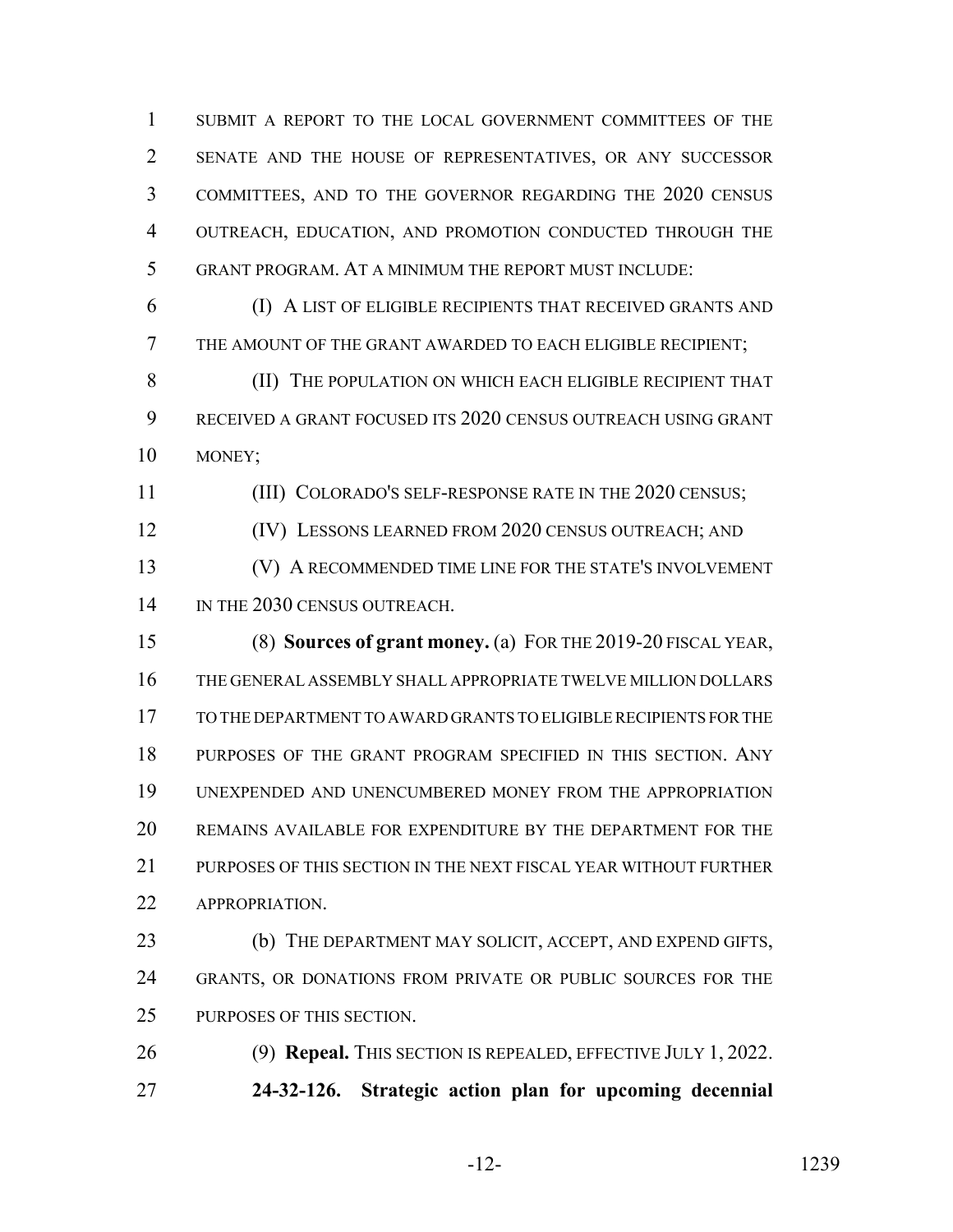SUBMIT A REPORT TO THE LOCAL GOVERNMENT COMMITTEES OF THE SENATE AND THE HOUSE OF REPRESENTATIVES, OR ANY SUCCESSOR COMMITTEES, AND TO THE GOVERNOR REGARDING THE 2020 CENSUS OUTREACH, EDUCATION, AND PROMOTION CONDUCTED THROUGH THE GRANT PROGRAM. AT A MINIMUM THE REPORT MUST INCLUDE:

(I) A LIST OF ELIGIBLE RECIPIENTS THAT RECEIVED GRANTS AND THE AMOUNT OF THE GRANT AWARDED TO EACH ELIGIBLE RECIPIENT;

(II) THE POPULATION ON WHICH EACH ELIGIBLE RECIPIENT THAT RECEIVED A GRANT FOCUSED ITS 2020 CENSUS OUTREACH USING GRANT MONEY;

(III) COLORADO'S SELF-RESPONSE RATE IN THE 2020 CENSUS;

(IV) LESSONS LEARNED FROM 2020 CENSUS OUTREACH; AND

(V) A RECOMMENDED TIME LINE FOR THE STATE'S INVOLVEMENT IN THE 2030 CENSUS OUTREACH.

(8) **Sources of grant money.** (a) FOR THE 2019-20 FISCAL YEAR, THE GENERAL ASSEMBLY SHALL APPROPRIATE TWELVE MILLION DOLLARS TO THE DEPARTMENT TO AWARD GRANTS TO ELIGIBLE RECIPIENTS FOR THE PURPOSES OF THE GRANT PROGRAM SPECIFIED IN THIS SECTION. ANY UNEXPENDED AND UNENCUMBERED MONEY FROM THE APPROPRIATION REMAINS AVAILABLE FOR EXPENDITURE BY THE DEPARTMENT FOR THE PURPOSES OF THIS SECTION IN THE NEXT FISCAL YEAR WITHOUT FURTHER APPROPRIATION.

(b) THE DEPARTMENT MAY SOLICIT, ACCEPT, AND EXPEND GIFTS, GRANTS, OR DONATIONS FROM PRIVATE OR PUBLIC SOURCES FOR THE PURPOSES OF THIS SECTION.

(9) **Repeal.** THIS SECTION IS REPEALED, EFFECTIVE JULY 1, 2022.

**24-32-126. Strategic action plan for upcoming decennial**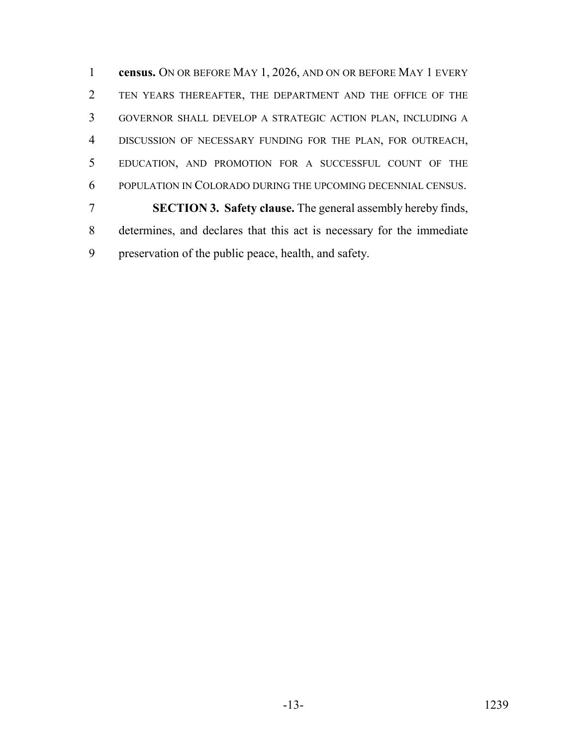**census.** ON OR BEFORE MAY 1, 2026, AND ON OR BEFORE MAY 1 EVERY TEN YEARS THEREAFTER, THE DEPARTMENT AND THE OFFICE OF THE GOVERNOR SHALL DEVELOP A STRATEGIC ACTION PLAN, INCLUDING A DISCUSSION OF NECESSARY FUNDING FOR THE PLAN, FOR OUTREACH, EDUCATION, AND PROMOTION FOR A SUCCESSFUL COUNT OF THE POPULATION IN COLORADO DURING THE UPCOMING DECENNIAL CENSUS.

**SECTION 3. Safety clause.** The general assembly hereby finds, determines, and declares that this act is necessary for the immediate preservation of the public peace, health, and safety.